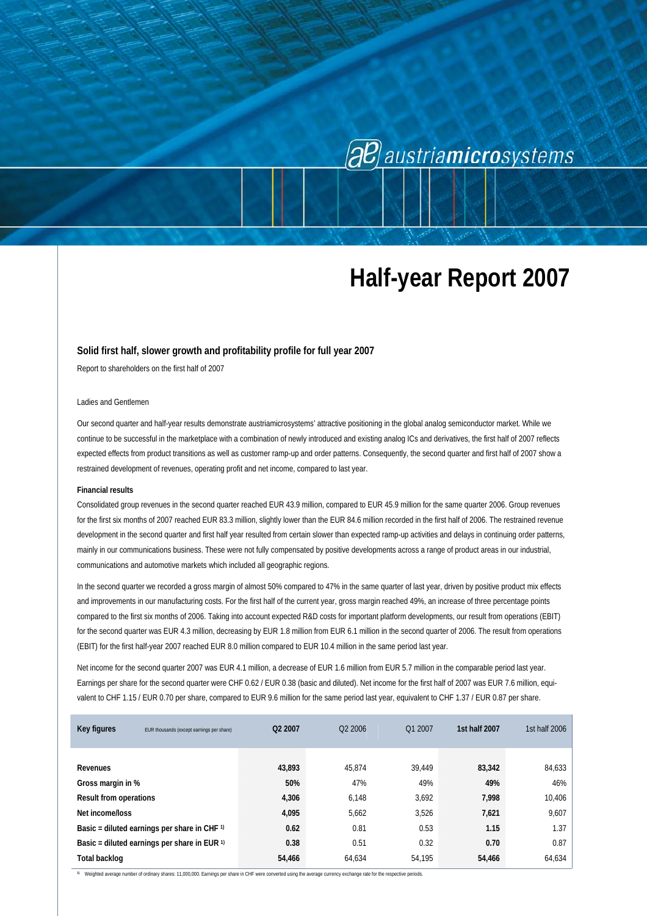austriamicrosystems

# Half-year Report 2007

### Solid first half, slower growth and profitability profile for full year 2007

Report to shareholders on the first half of 2007

Ladies and Gentlemen

Our second quarter and half-year results demonstrate austriamicrosystems' attractive positioning in the global analog semiconductor market. While we continue to be successful in the marketplace with a combination of newly introduced and existing analog ICs and derivatives, the first half of 2007 reflects expected effects from product transitions as well as customer ramp-up and order patterns. Consequently, the second quarter and first half of 2007 show a restrained development of revenues, operating profit and net income, compared to last year.

**Financial results**

Consolidated group revenues in the second quarter reached EUR 43.9 million, compared to EUR 45.9 million for the same quarter 2006. Group revenues for the first six months of 2007 reached EUR 83.3 million, slightly lower than the EUR 84.6 million recorded in the first half of 2006. The restrained revenue development in the second quarter and first half year resulted from certain slower than expected ramp-up activities and delays in continuing order patterns, mainly in our communications business. These were not fully compensated by positive developments across a range of product areas in our industrial, communications and automotive markets which included all geographic regions.

In the second quarter we recorded a gross margin of almost 50% compared to 47% in the same quarter of last year, driven by positive product mix effects and improvements in our manufacturing costs. For the first half of the current year, gross margin reached 49%, an increase of three percentage points compared to the first six months of 2006. Taking into account expected R&D costs for important platform developments, our result from operations (EBIT) for the second quarter was EUR 4.3 million, decreasing by EUR 1.8 million from EUR 6.1 million in the second quarter of 2006. The result from operations (EBIT) for the first half-year 2007 reached EUR 8.0 million compared to EUR 10.4 million in the same period last year.

Net income for the second quarter 2007 was EUR 4.1 million, a decrease of EUR 1.6 million from EUR 5.7 million in the comparable period last year. Earnings per share for the second quarter were CHF 0.62 / EUR 0.38 (basic and diluted). Net income for the first half of 2007 was EUR 7.6 million, equivalent to CHF 1.15 / EUR 0.70 per share, compared to EUR 9.6 million for the same period last year, equivalent to CHF 1.37 / EUR 0.87 per share.

| **Key figures** EUR thousands (except earnings per share) | **Q2 2007** | Q2 2006 | Q1 2007 | **1st half 2007** | 1st half 2006 |
|---|---|---|---|---|---|
| **Revenues** | **43,893** | 45,874 | 39,449 | **83,342** | 84,633 |
| **Gross margin in %** | **50%** | 47% | 49% | **49%** | 46% |
| **Result from operations** | **4,306** | 6,148 | 3,692 | **7,998** | 10,406 |
| **Net income/loss** | **4,095** | 5,662 | 3,526 | **7,621** | 9,607 |
| **Basic = diluted earnings per share in CHF [1]** | **0.62** | 0.81 | 0.53 | **1.15** | 1.37 |
| **Basic = diluted earnings per share in EUR [1]** | **0.38** | 0.51 | 0.32 | **0.70** | 0.87 |
| **Total backlog** | **54,466** | 64,634 | 54,195 | **54,466** | 64,634 |

[1] Weighted average number of ordinary shares: 11,000,000. Earnings per share in CHF were converted using the average currency exchange rate for the respective periods.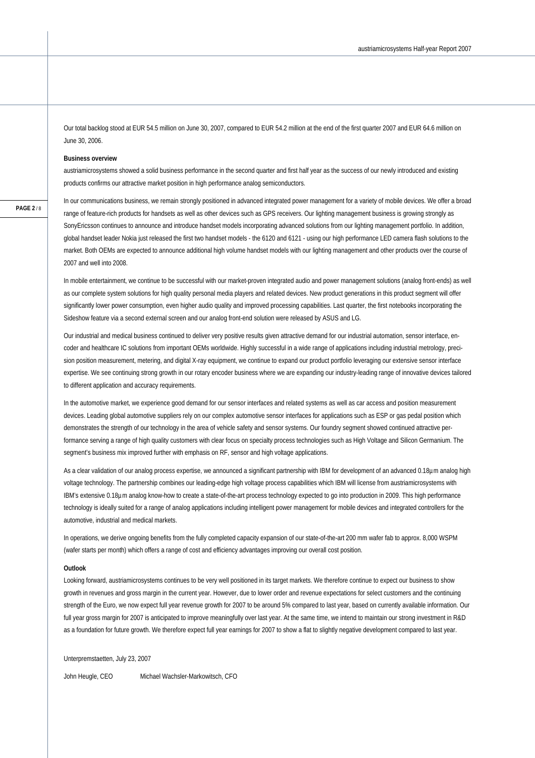Our total backlog stood at EUR 54.5 million on June 30, 2007, compared to EUR 54.2 million at the end of the first quarter 2007 and EUR 64.6 million on June 30, 2006.

**Business overview**

austriamicrosystems showed a solid business performance in the second quarter and first half year as the success of our newly introduced and existing products confirms our attractive market position in high performance analog semiconductors.

In our communications business, we remain strongly positioned in advanced integrated power management for a variety of mobile devices. We offer a broad range of feature-rich products for handsets as well as other devices such as GPS receivers. Our lighting management business is growing strongly as SonyEricsson continues to announce and introduce handset models incorporating advanced solutions from our lighting management portfolio. In addition, global handset leader Nokia just released the first two handset models - the 6120 and 6121 - using our high performance LED camera flash solutions to the market. Both OEMs are expected to announce additional high volume handset models with our lighting management and other products over the course of 2007 and well into 2008.

In mobile entertainment, we continue to be successful with our market-proven integrated audio and power management solutions (analog front-ends) as well as our complete system solutions for high quality personal media players and related devices. New product generations in this product segment will offer significantly lower power consumption, even higher audio quality and improved processing capabilities. Last quarter, the first notebooks incorporating the Sideshow feature via a second external screen and our analog front-end solution were released by ASUS and LG.

Our industrial and medical business continued to deliver very positive results given attractive demand for our industrial automation, sensor interface, encoder and healthcare IC solutions from important OEMs worldwide. Highly successful in a wide range of applications including industrial metrology, precision position measurement, metering, and digital X-ray equipment, we continue to expand our product portfolio leveraging our extensive sensor interface expertise. We see continuing strong growth in our rotary encoder business where we are expanding our industry-leading range of innovative devices tailored to different application and accuracy requirements.

In the automotive market, we experience good demand for our sensor interfaces and related systems as well as car access and position measurement devices. Leading global automotive suppliers rely on our complex automotive sensor interfaces for applications such as ESP or gas pedal position which demonstrates the strength of our technology in the area of vehicle safety and sensor systems. Our foundry segment showed continued attractive performance serving a range of high quality customers with clear focus on specialty process technologies such as High Voltage and Silicon Germanium. The segment's business mix improved further with emphasis on RF, sensor and high voltage applications.

As a clear validation of our analog process expertise, we announced a significant partnership with IBM for development of an advanced 0.18µm analog high voltage technology. The partnership combines our leading-edge high voltage process capabilities which IBM will license from austriamicrosystems with IBM's extensive 0.18µm analog know-how to create a state-of-the-art process technology expected to go into production in 2009. This high performance technology is ideally suited for a range of analog applications including intelligent power management for mobile devices and integrated controllers for the automotive, industrial and medical markets.

In operations, we derive ongoing benefits from the fully completed capacity expansion of our state-of-the-art 200 mm wafer fab to approx. 8,000 WSPM (wafer starts per month) which offers a range of cost and efficiency advantages improving our overall cost position.

**Outlook**

Looking forward, austriamicrosystems continues to be very well positioned in its target markets. We therefore continue to expect our business to show growth in revenues and gross margin in the current year. However, due to lower order and revenue expectations for select customers and the continuing strength of the Euro, we now expect full year revenue growth for 2007 to be around 5% compared to last year, based on currently available information. Our full year gross margin for 2007 is anticipated to improve meaningfully over last year. At the same time, we intend to maintain our strong investment in R&D as a foundation for future growth. We therefore expect full year earnings for 2007 to show a flat to slightly negative development compared to last year.

Unterpremstaetten, July 23, 2007

John Heugle, CEO    Michael Wachsler-Markowitsch, CFO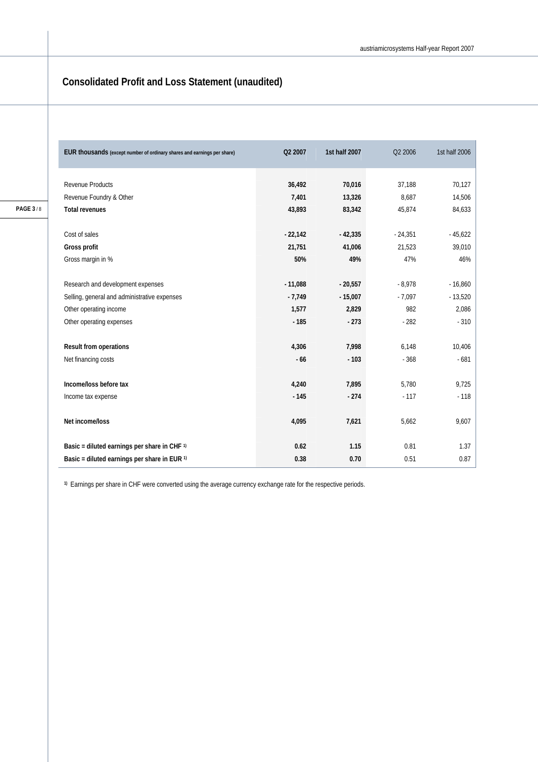# Consolidated Profit and Loss Statement (unaudited)

| EUR thousands (except number of ordinary shares and earnings per share) | Q2 2007 | 1st half 2007 | Q2 2006 | 1st half 2006 |
|---|---|---|---|---|
| Revenue Products | **36,492** | **70,016** | 37,188 | 70,127 |
| Revenue Foundry & Other | **7,401** | **13,326** | 8,687 | 14,506 |
| **Total revenues** | **43,893** | **83,342** | 45,874 | 84,633 |
| Cost of sales | **- 22,142** | **- 42,335** | - 24,351 | - 45,622 |
| **Gross profit** | **21,751** | **41,006** | 21,523 | 39,010 |
| Gross margin in % | **50%** | **49%** | 47% | 46% |
| Research and development expenses | **- 11,088** | **- 20,557** | - 8,978 | - 16,860 |
| Selling, general and administrative expenses | **- 7,749** | **- 15,007** | - 7,097 | - 13,520 |
| Other operating income | **1,577** | **2,829** | 982 | 2,086 |
| Other operating expenses | **- 185** | **- 273** | - 282 | - 310 |
| **Result from operations** | **4,306** | **7,998** | 6,148 | 10,406 |
| Net financing costs | **- 66** | **- 103** | - 368 | - 681 |
| **Income/loss before tax** | **4,240** | **7,895** | 5,780 | 9,725 |
| Income tax expense | **- 145** | **- 274** | - 117 | - 118 |
| **Net income/loss** | **4,095** | **7,621** | 5,662 | 9,607 |
| **Basic = diluted earnings per share in CHF [1)]** | **0.62** | **1.15** | 0.81 | 1.37 |
| **Basic = diluted earnings per share in EUR [1)]** | **0.38** | **0.70** | 0.51 | 0.87 |

[1)] Earnings per share in CHF were converted using the average currency exchange rate for the respective periods.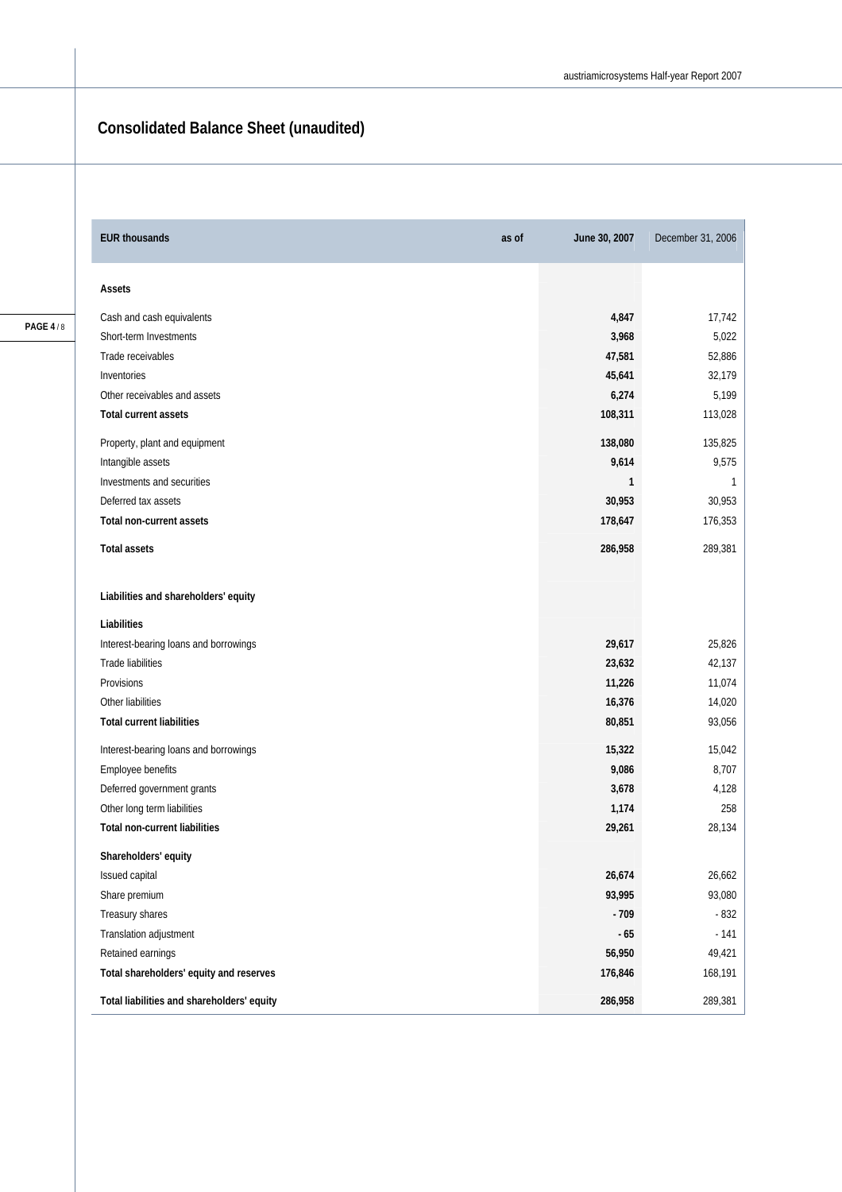## Consolidated Balance Sheet (unaudited)

| EUR thousands as of | June 30, 2007 | December 31, 2006 |
|---|---|---|
| **Assets** | | |
| Cash and cash equivalents | **4,847** | 17,742 |
| Short-term Investments | **3,968** | 5,022 |
| Trade receivables | **47,581** | 52,886 |
| Inventories | **45,641** | 32,179 |
| Other receivables and assets | **6,274** | 5,199 |
| **Total current assets** | **108,311** | 113,028 |
| Property, plant and equipment | **138,080** | 135,825 |
| Intangible assets | **9,614** | 9,575 |
| Investments and securities | **1** | 1 |
| Deferred tax assets | **30,953** | 30,953 |
| **Total non-current assets** | **178,647** | 176,353 |
| **Total assets** | **286,958** | 289,381 |
| **Liabilities and shareholders' equity** | | |
| **Liabilities** | | |
| Interest-bearing loans and borrowings | **29,617** | 25,826 |
| Trade liabilities | **23,632** | 42,137 |
| Provisions | **11,226** | 11,074 |
| Other liabilities | **16,376** | 14,020 |
| **Total current liabilities** | **80,851** | 93,056 |
| Interest-bearing loans and borrowings | **15,322** | 15,042 |
| Employee benefits | **9,086** | 8,707 |
| Deferred government grants | **3,678** | 4,128 |
| Other long term liabilities | **1,174** | 258 |
| **Total non-current liabilities** | **29,261** | 28,134 |
| **Shareholders' equity** | | |
| Issued capital | **26,674** | 26,662 |
| Share premium | **93,995** | 93,080 |
| Treasury shares | **- 709** | - 832 |
| Translation adjustment | **- 65** | - 141 |
| Retained earnings | **56,950** | 49,421 |
| **Total shareholders' equity and reserves** | **176,846** | 168,191 |
| **Total liabilities and shareholders' equity** | **286,958** | 289,381 |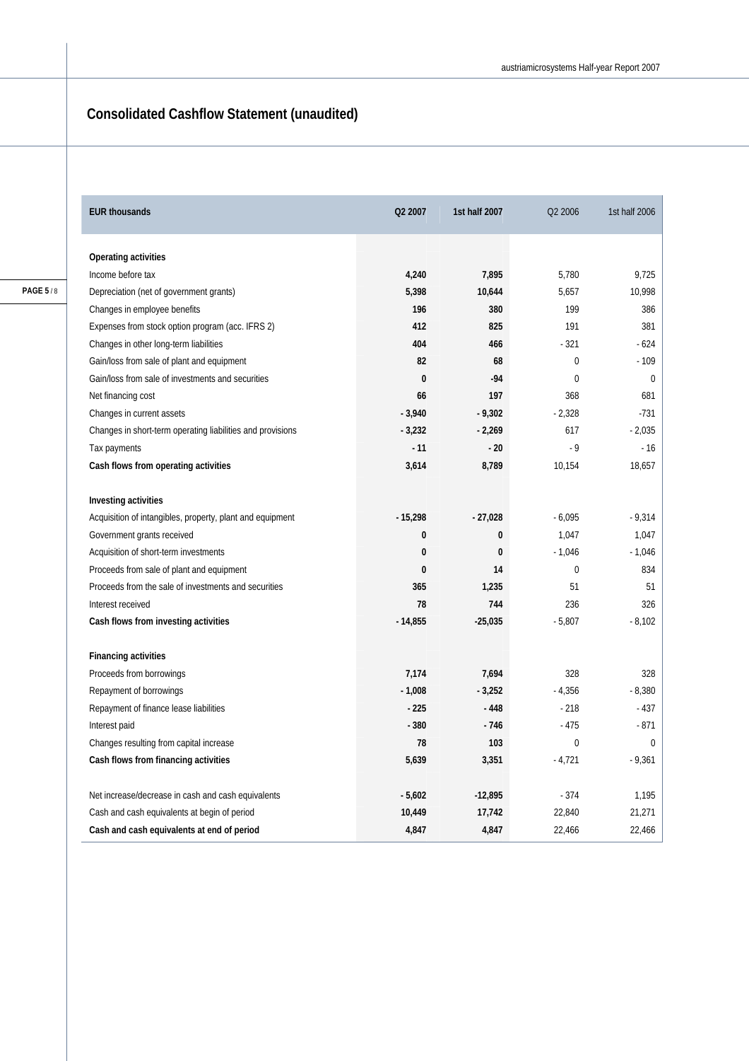## Consolidated Cashflow Statement (unaudited)

| EUR thousands | Q2 2007 | 1st half 2007 | Q2 2006 | 1st half 2006 |
|---|---|---|---|---|
| **Operating activities** | | | | |
| Income before tax | **4,240** | **7,895** | 5,780 | 9,725 |
| Depreciation (net of government grants) | **5,398** | **10,644** | 5,657 | 10,998 |
| Changes in employee benefits | **196** | **380** | 199 | 386 |
| Expenses from stock option program (acc. IFRS 2) | **412** | **825** | 191 | 381 |
| Changes in other long-term liabilities | **404** | **466** | - 321 | - 624 |
| Gain/loss from sale of plant and equipment | **82** | **68** | 0 | - 109 |
| Gain/loss from sale of investments and securities | **0** | **-94** | 0 | 0 |
| Net financing cost | **66** | **197** | 368 | 681 |
| Changes in current assets | **- 3,940** | **- 9,302** | - 2,328 | -731 |
| Changes in short-term operating liabilities and provisions | **- 3,232** | **- 2,269** | 617 | - 2,035 |
| Tax payments | **- 11** | **- 20** | - 9 | - 16 |
| **Cash flows from operating activities** | **3,614** | **8,789** | 10,154 | 18,657 |
| **Investing activities** | | | | |
| Acquisition of intangibles, property, plant and equipment | **- 15,298** | **- 27,028** | - 6,095 | - 9,314 |
| Government grants received | **0** | **0** | 1,047 | 1,047 |
| Acquisition of short-term investments | **0** | **0** | - 1,046 | - 1,046 |
| Proceeds from sale of plant and equipment | **0** | **14** | 0 | 834 |
| Proceeds from the sale of investments and securities | **365** | **1,235** | 51 | 51 |
| Interest received | **78** | **744** | 236 | 326 |
| **Cash flows from investing activities** | **- 14,855** | **-25,035** | - 5,807 | - 8,102 |
| **Financing activities** | | | | |
| Proceeds from borrowings | **7,174** | **7,694** | 328 | 328 |
| Repayment of borrowings | **- 1,008** | **- 3,252** | - 4,356 | - 8,380 |
| Repayment of finance lease liabilities | **- 225** | **- 448** | - 218 | - 437 |
| Interest paid | **- 380** | **- 746** | - 475 | - 871 |
| Changes resulting from capital increase | **78** | **103** | 0 | 0 |
| **Cash flows from financing activities** | **5,639** | **3,351** | - 4,721 | - 9,361 |
| Net increase/decrease in cash and cash equivalents | **- 5,602** | **-12,895** | - 374 | 1,195 |
| Cash and cash equivalents at begin of period | **10,449** | **17,742** | 22,840 | 21,271 |
| **Cash and cash equivalents at end of period** | **4,847** | **4,847** | 22,466 | 22,466 |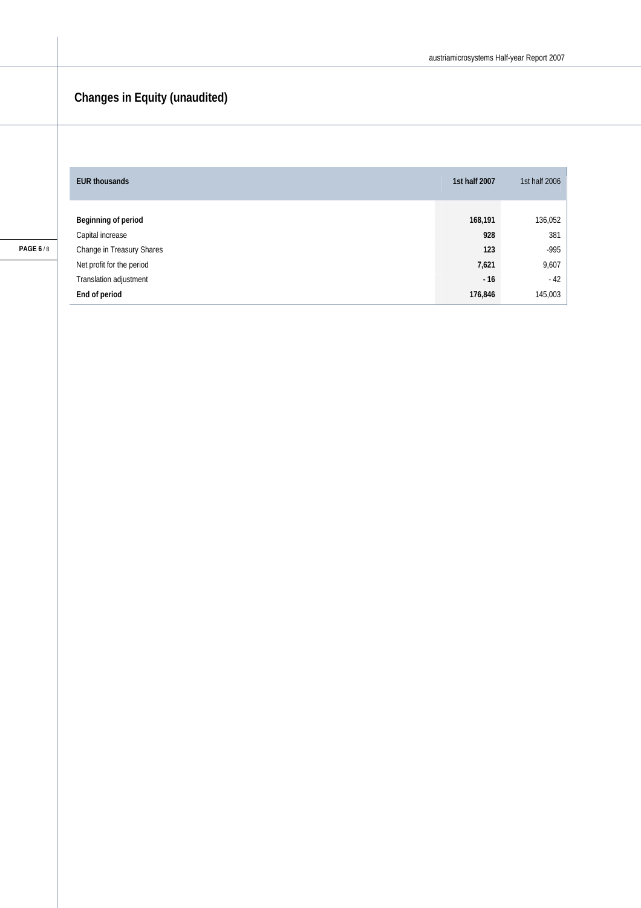## Changes in Equity (unaudited)

| EUR thousands | 1st half 2007 | 1st half 2006 |
|---|---|---|
| **Beginning of period** | **168,191** | 136,052 |
| Capital increase | **928** | 381 |
| Change in Treasury Shares | **123** | -995 |
| Net profit for the period | **7,621** | 9,607 |
| Translation adjustment | **- 16** | - 42 |
| **End of period** | **176,846** | 145,003 |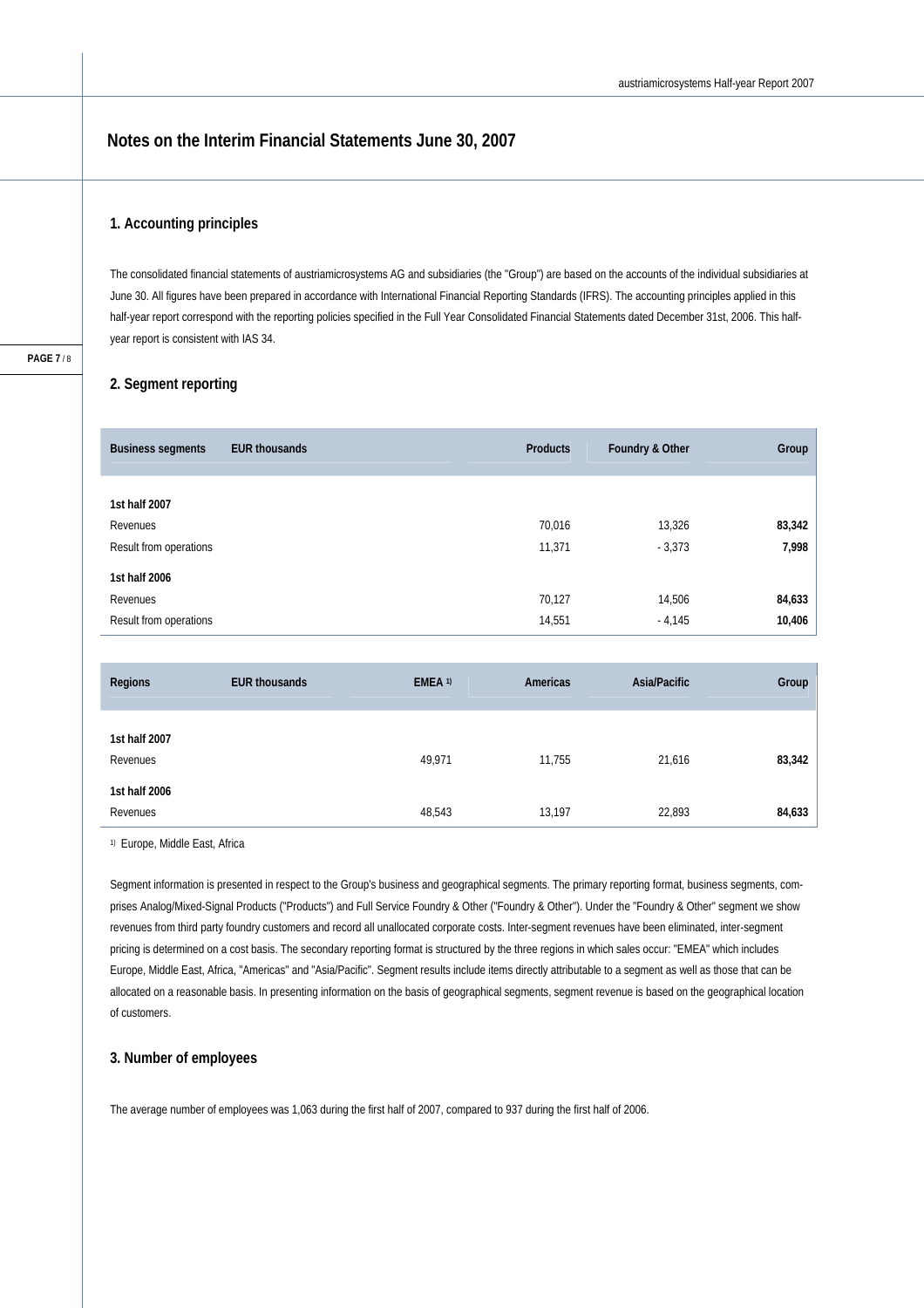# Notes on the Interim Financial Statements June 30, 2007

## 1. Accounting principles

The consolidated financial statements of austriamicrosystems AG and subsidiaries (the "Group") are based on the accounts of the individual subsidiaries at June 30. All figures have been prepared in accordance with International Financial Reporting Standards (IFRS). The accounting principles applied in this half-year report correspond with the reporting policies specified in the Full Year Consolidated Financial Statements dated December 31st, 2006. This half-year report is consistent with IAS 34.

## 2. Segment reporting

| Business segments | EUR thousands | Products | Foundry & Other | Group |
|---|---|---|---|---|
| **1st half 2007** | | | | |
| Revenues | | 70,016 | 13,326 | **83,342** |
| Result from operations | | 11,371 | - 3,373 | **7,998** |
| **1st half 2006** | | | | |
| Revenues | | 70,127 | 14,506 | **84,633** |
| Result from operations | | 14,551 | - 4,145 | **10,406** |

| Regions | EUR thousands | EMEA [1] | Americas | Asia/Pacific | Group |
|---|---|---|---|---|---|
| **1st half 2007** | | | | | |
| Revenues | | 49,971 | 11,755 | 21,616 | **83,342** |
| **1st half 2006** | | | | | |
| Revenues | | 48,543 | 13,197 | 22,893 | **84,633** |

[1] Europe, Middle East, Africa

Segment information is presented in respect to the Group's business and geographical segments. The primary reporting format, business segments, comprises Analog/Mixed-Signal Products ("Products") and Full Service Foundry & Other ("Foundry & Other"). Under the "Foundry & Other" segment we show revenues from third party foundry customers and record all unallocated corporate costs. Inter-segment revenues have been eliminated, inter-segment pricing is determined on a cost basis. The secondary reporting format is structured by the three regions in which sales occur: "EMEA" which includes Europe, Middle East, Africa, "Americas" and "Asia/Pacific". Segment results include items directly attributable to a segment as well as those that can be allocated on a reasonable basis. In presenting information on the basis of geographical segments, segment revenue is based on the geographical location of customers.

## 3. Number of employees

The average number of employees was 1,063 during the first half of 2007, compared to 937 during the first half of 2006.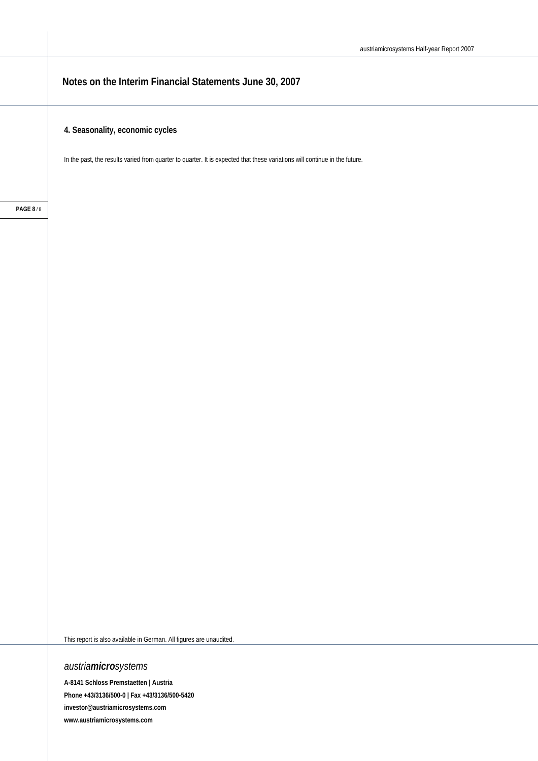## Notes on the Interim Financial Statements June 30, 2007

### 4. Seasonality, economic cycles

In the past, the results varied from quarter to quarter. It is expected that these variations will continue in the future.

This report is also available in German. All figures are unaudited.

*austria**micro**systems*

**A-8141 Schloss Premstaetten | Austria**

**Phone +43/3136/500-0 | Fax +43/3136/500-5420**

**investor@austriamicrosystems.com**

**www.austriamicrosystems.com**